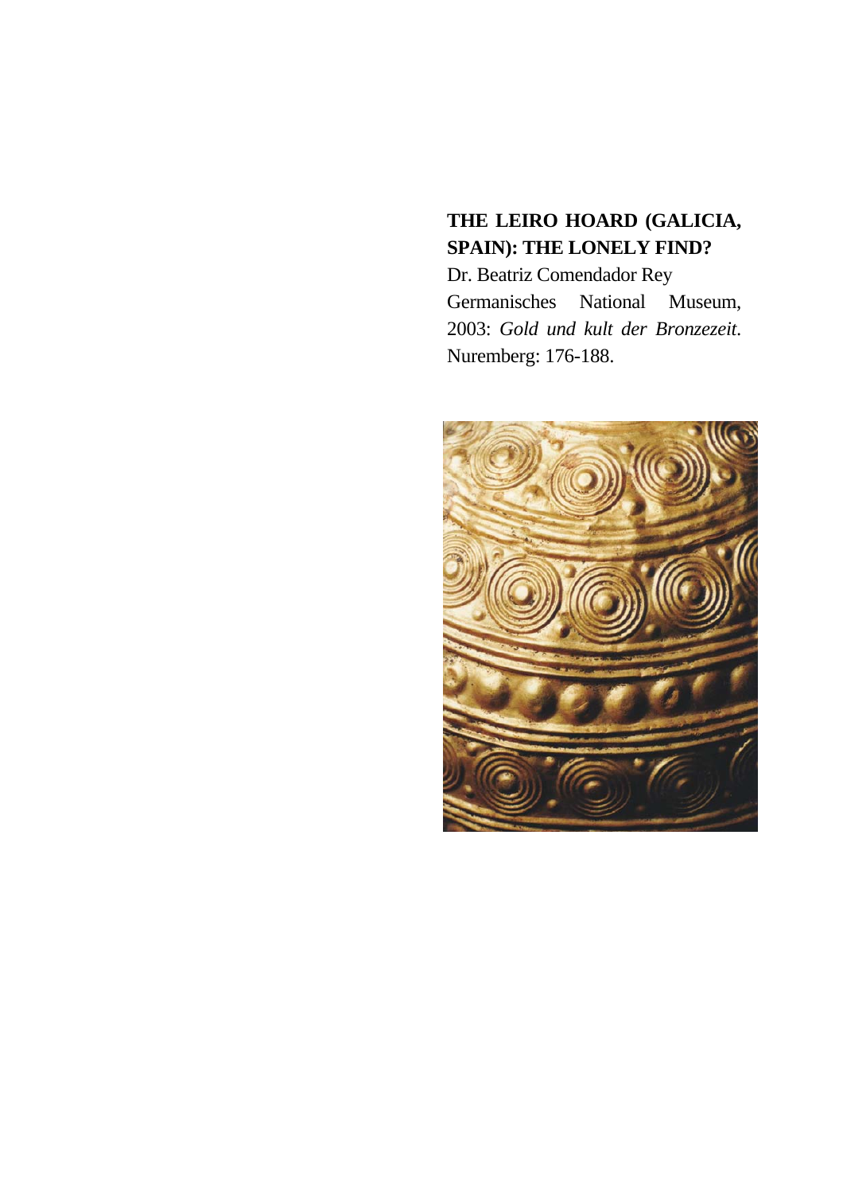# THE LEIRO HOARD (GALICIA, SPAIN): THE LONELY FIND?

Dr. Beatriz Comendador Rey

Germanisches National Museum, 2003: *Gold und kult der Bronzezeit*. Nuremberg: 176-188.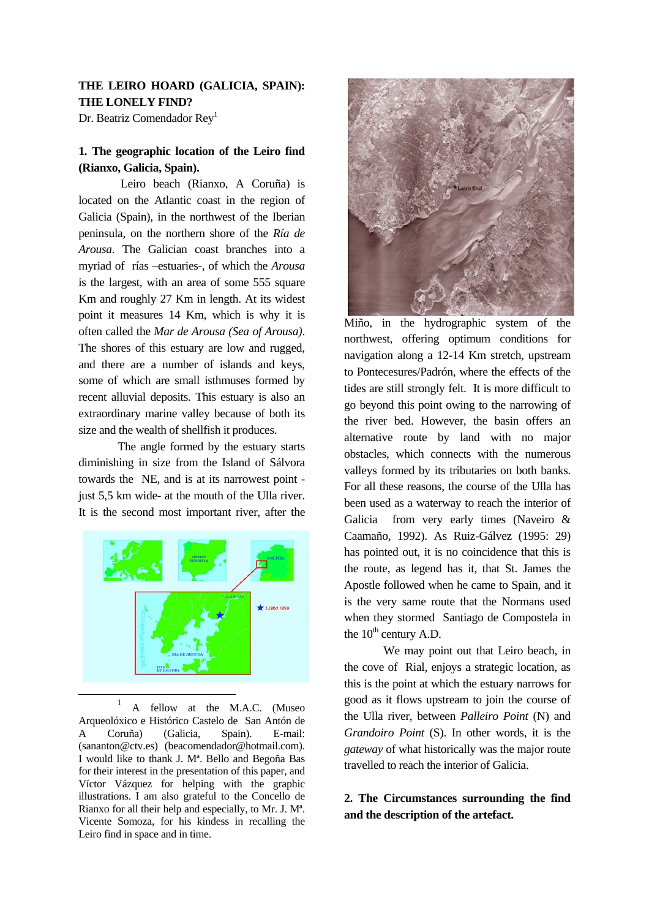**THE LEIRO HOARD (GALICIA, SPAIN): THE LONELY FIND?**

Dr. Beatriz Comendador Rey[1]

## 1. The geographic location of the Leiro find (Rianxo, Galicia, Spain).

Leiro beach (Rianxo, A Coruña) is located on the Atlantic coast in the region of Galicia (Spain), in the northwest of the Iberian peninsula, on the northern shore of the *Ría de Arousa*. The Galician coast branches into a myriad of rías –estuaries-, of which the *Arousa* is the largest, with an area of some 555 square Km and roughly 27 Km in length. At its widest point it measures 14 Km, which is why it is often called the *Mar de Arousa (Sea of Arousa)*. The shores of this estuary are low and rugged, and there are a number of islands and keys, some of which are small isthmuses formed by recent alluvial deposits. This estuary is also an extraordinary marine valley because of both its size and the wealth of shellfish it produces.

The angle formed by the estuary starts diminishing in size from the Island of Sálvora towards the NE, and is at its narrowest point - just 5,5 km wide- at the mouth of the Ulla river. It is the second most important river, after the Miño, in the hydrographic system of the northwest, offering optimum conditions for navigation along a 12-14 Km stretch, upstream to Pontecesures/Padrón, where the effects of the tides are still strongly felt. It is more difficult to go beyond this point owing to the narrowing of the river bed. However, the basin offers an alternative route by land with no major obstacles, which connects with the numerous valleys formed by its tributaries on both banks. For all these reasons, the course of the Ulla has been used as a waterway to reach the interior of Galicia from very early times (Naveiro & Caamaño, 1992). As Ruiz-Gálvez (1995: 29) has pointed out, it is no coincidence that this is the route, as legend has it, that St. James the Apostle followed when he came to Spain, and it is the very same route that the Normans used when they stormed Santiago de Compostela in the 10th century A.D.

We may point out that Leiro beach, in the cove of Rial, enjoys a strategic location, as this is the point at which the estuary narrows for good as it flows upstream to join the course of the Ulla river, between *Palleiro Point* (N) and *Grandoiro Point* (S). In other words, it is the *gateway* of what historically was the major route travelled to reach the interior of Galicia.

## 2. The Circumstances surrounding the find and the description of the artefact.

[1] A fellow at the M.A.C. (Museo Arqueolóxico e Histórico Castelo de San Antón de A Coruña) (Galicia, Spain). E-mail: (sananton@ctv.es) (beacomendador@hotmail.com). I would like to thank J. Mª. Bello and Begoña Bas for their interest in the presentation of this paper, and Víctor Vázquez for helping with the graphic illustrations. I am also grateful to the Concello de Rianxo for all their help and especially, to Mr. J. Mª. Vicente Somoza, for his kindess in recalling the Leiro find in space and in time.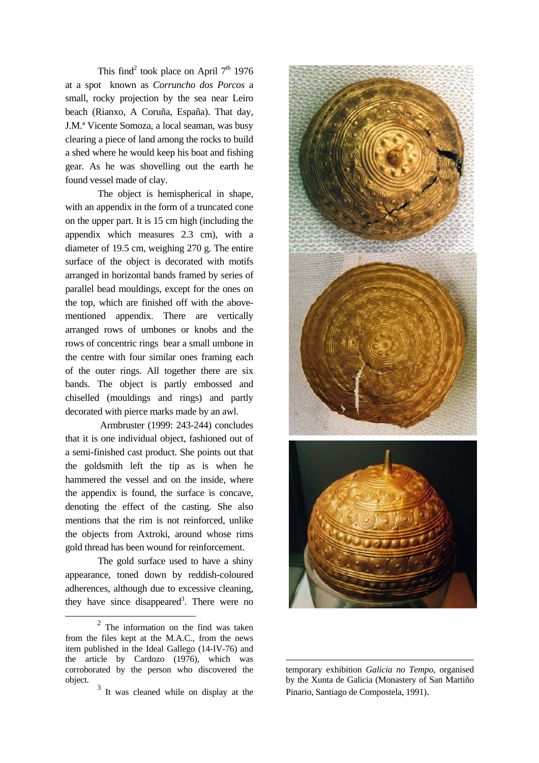This find[2] took place on April 7th 1976 at a spot known as *Corruncho dos Porcos* a small, rocky projection by the sea near Leiro beach (Rianxo, A Coruña, España). That day, J.M.ª Vicente Somoza, a local seaman, was busy clearing a piece of land among the rocks to build a shed where he would keep his boat and fishing gear. As he was shovelling out the earth he found vessel made of clay.

The object is hemispherical in shape, with an appendix in the form of a truncated cone on the upper part. It is 15 cm high (including the appendix which measures 2.3 cm), with a diameter of 19.5 cm, weighing 270 g. The entire surface of the object is decorated with motifs arranged in horizontal bands framed by series of parallel bead mouldings, except for the ones on the top, which are finished off with the above-mentioned appendix. There are vertically arranged rows of umbones or knobs and the rows of concentric rings bear a small umbone in the centre with four similar ones framing each of the outer rings. All together there are six bands. The object is partly embossed and chiselled (mouldings and rings) and partly decorated with pierce marks made by an awl.

Armbruster (1999: 243-244) concludes that it is one individual object, fashioned out of a semi-finished cast product. She points out that the goldsmith left the tip as is when he hammered the vessel and on the inside, where the appendix is found, the surface is concave, denoting the effect of the casting. She also mentions that the rim is not reinforced, unlike the objects from Axtroki, around whose rims gold thread has been wound for reinforcement.

The gold surface used to have a shiny appearance, toned down by reddish-coloured adherences, although due to excessive cleaning, they have since disappeared[3]. There were no

---

[2] The information on the find was taken from the files kept at the M.A.C., from the news item published in the Ideal Gallego (14-IV-76) and the article by Cardozo (1976), which was corroborated by the person who discovered the object.

[3] It was cleaned while on display at the temporary exhibition *Galicia no Tempo*, organised by the Xunta de Galicia (Monastery of San Martiño Pinario, Santiago de Compostela, 1991).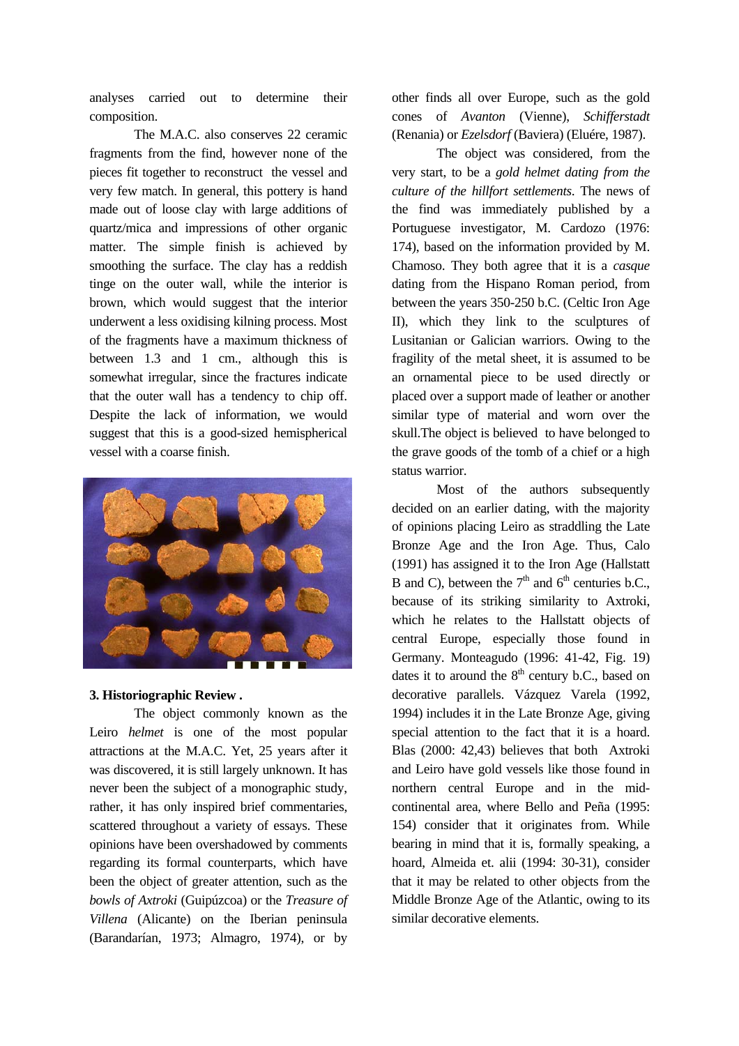analyses carried out to determine their composition.

The M.A.C. also conserves 22 ceramic fragments from the find, however none of the pieces fit together to reconstruct the vessel and very few match. In general, this pottery is hand made out of loose clay with large additions of quartz/mica and impressions of other organic matter. The simple finish is achieved by smoothing the surface. The clay has a reddish tinge on the outer wall, while the interior is brown, which would suggest that the interior underwent a less oxidising kilning process. Most of the fragments have a maximum thickness of between 1.3 and 1 cm., although this is somewhat irregular, since the fractures indicate that the outer wall has a tendency to chip off. Despite the lack of information, we would suggest that this is a good-sized hemispherical vessel with a coarse finish.

### 3. Historiographic Review .

The object commonly known as the Leiro *helmet* is one of the most popular attractions at the M.A.C. Yet, 25 years after it was discovered, it is still largely unknown. It has never been the subject of a monographic study, rather, it has only inspired brief commentaries, scattered throughout a variety of essays. These opinions have been overshadowed by comments regarding its formal counterparts, which have been the object of greater attention, such as the *bowls of Axtroki* (Guipúzcoa) or the *Treasure of Villena* (Alicante) on the Iberian peninsula (Barandarían, 1973; Almagro, 1974), or by other finds all over Europe, such as the gold cones of *Avanton* (Vienne), *Schifferstadt* (Renania) or *Ezelsdorf* (Baviera) (Eluére, 1987).

The object was considered, from the very start, to be a *gold helmet dating from the culture of the hillfort settlements*. The news of the find was immediately published by a Portuguese investigator, M. Cardozo (1976: 174), based on the information provided by M. Chamoso. They both agree that it is a *casque* dating from the Hispano Roman period, from between the years 350-250 b.C. (Celtic Iron Age II), which they link to the sculptures of Lusitanian or Galician warriors. Owing to the fragility of the metal sheet, it is assumed to be an ornamental piece to be used directly or placed over a support made of leather or another similar type of material and worn over the skull.The object is believed to have belonged to the grave goods of the tomb of a chief or a high status warrior.

Most of the authors subsequently decided on an earlier dating, with the majority of opinions placing Leiro as straddling the Late Bronze Age and the Iron Age. Thus, Calo (1991) has assigned it to the Iron Age (Hallstatt B and C), between the 7th and 6th centuries b.C., because of its striking similarity to Axtroki, which he relates to the Hallstatt objects of central Europe, especially those found in Germany. Monteagudo (1996: 41-42, Fig. 19) dates it to around the 8th century b.C., based on decorative parallels. Vázquez Varela (1992, 1994) includes it in the Late Bronze Age, giving special attention to the fact that it is a hoard. Blas (2000: 42,43) believes that both Axtroki and Leiro have gold vessels like those found in northern central Europe and in the mid-continental area, where Bello and Peña (1995: 154) consider that it originates from. While bearing in mind that it is, formally speaking, a hoard, Almeida et. alii (1994: 30-31), consider that it may be related to other objects from the Middle Bronze Age of the Atlantic, owing to its similar decorative elements.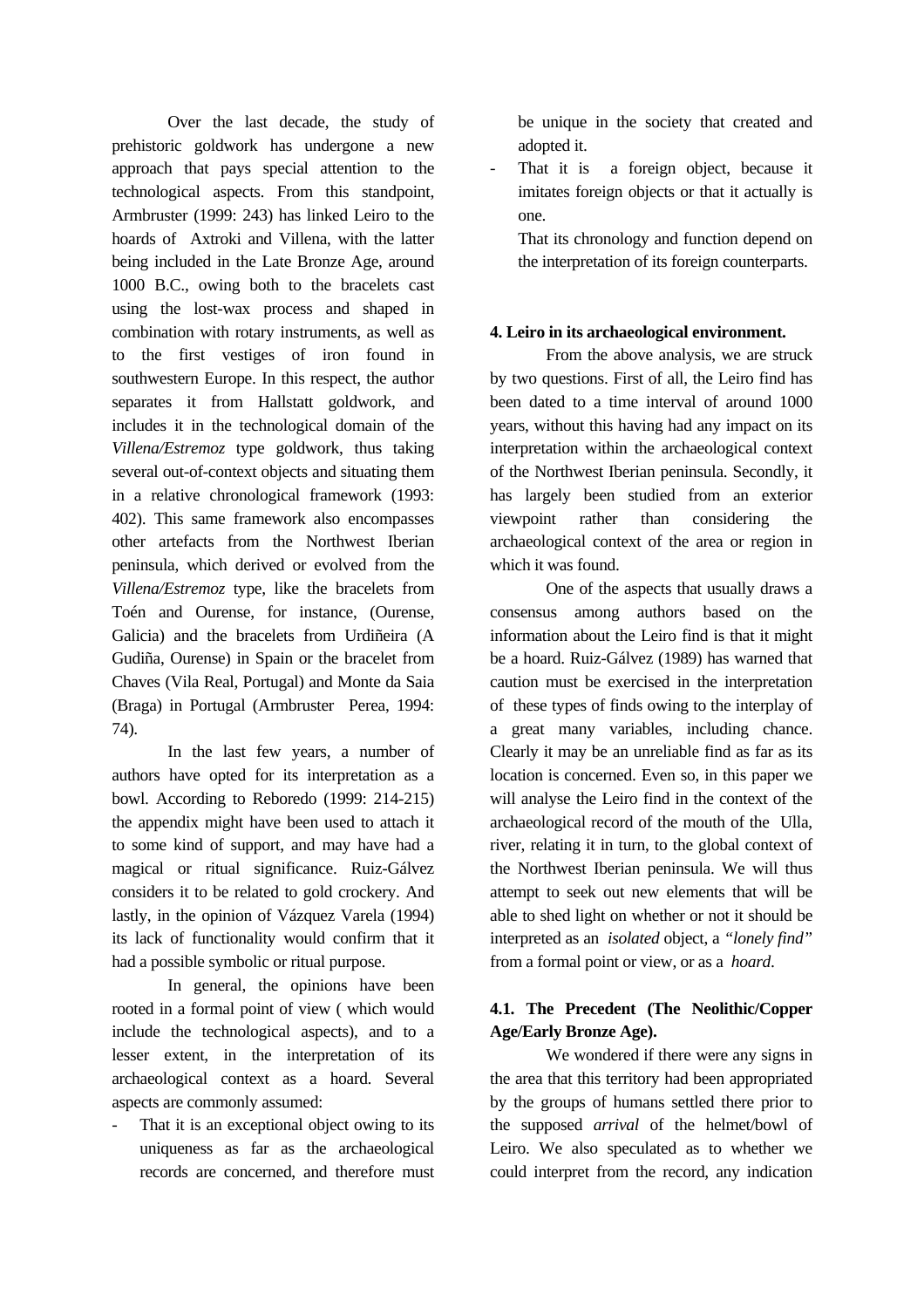Over the last decade, the study of prehistoric goldwork has undergone a new approach that pays special attention to the technological aspects. From this standpoint, Armbruster (1999: 243) has linked Leiro to the hoards of Axtroki and Villena, with the latter being included in the Late Bronze Age, around 1000 B.C., owing both to the bracelets cast using the lost-wax process and shaped in combination with rotary instruments, as well as to the first vestiges of iron found in southwestern Europe. In this respect, the author separates it from Hallstatt goldwork, and includes it in the technological domain of the *Villena/Estremoz* type goldwork, thus taking several out-of-context objects and situating them in a relative chronological framework (1993: 402). This same framework also encompasses other artefacts from the Northwest Iberian peninsula, which derived or evolved from the *Villena/Estremoz* type, like the bracelets from Toén and Ourense, for instance, (Ourense, Galicia) and the bracelets from Urdiñeira (A Gudiña, Ourense) in Spain or the bracelet from Chaves (Vila Real, Portugal) and Monte da Saia (Braga) in Portugal (Armbruster Perea, 1994: 74).

In the last few years, a number of authors have opted for its interpretation as a bowl. According to Reboredo (1999: 214-215) the appendix might have been used to attach it to some kind of support, and may have had a magical or ritual significance. Ruiz-Gálvez considers it to be related to gold crockery. And lastly, in the opinion of Vázquez Varela (1994) its lack of functionality would confirm that it had a possible symbolic or ritual purpose.

In general, the opinions have been rooted in a formal point of view ( which would include the technological aspects), and to a lesser extent, in the interpretation of its archaeological context as a hoard. Several aspects are commonly assumed:

- That it is an exceptional object owing to its uniqueness as far as the archaeological records are concerned, and therefore must be unique in the society that created and adopted it.
- That it is a foreign object, because it imitates foreign objects or that it actually is one.

  That its chronology and function depend on the interpretation of its foreign counterparts.

**4. Leiro in its archaeological environment.**

From the above analysis, we are struck by two questions. First of all, the Leiro find has been dated to a time interval of around 1000 years, without this having had any impact on its interpretation within the archaeological context of the Northwest Iberian peninsula. Secondly, it has largely been studied from an exterior viewpoint rather than considering the archaeological context of the area or region in which it was found.

One of the aspects that usually draws a consensus among authors based on the information about the Leiro find is that it might be a hoard. Ruiz-Gálvez (1989) has warned that caution must be exercised in the interpretation of these types of finds owing to the interplay of a great many variables, including chance. Clearly it may be an unreliable find as far as its location is concerned. Even so, in this paper we will analyse the Leiro find in the context of the archaeological record of the mouth of the Ulla, river, relating it in turn, to the global context of the Northwest Iberian peninsula. We will thus attempt to seek out new elements that will be able to shed light on whether or not it should be interpreted as an *isolated* object, a *"lonely find"* from a formal point or view, or as a *hoard*.

**4.1. The Precedent (The Neolithic/Copper Age/Early Bronze Age).**

We wondered if there were any signs in the area that this territory had been appropriated by the groups of humans settled there prior to the supposed *arrival* of the helmet/bowl of Leiro. We also speculated as to whether we could interpret from the record, any indication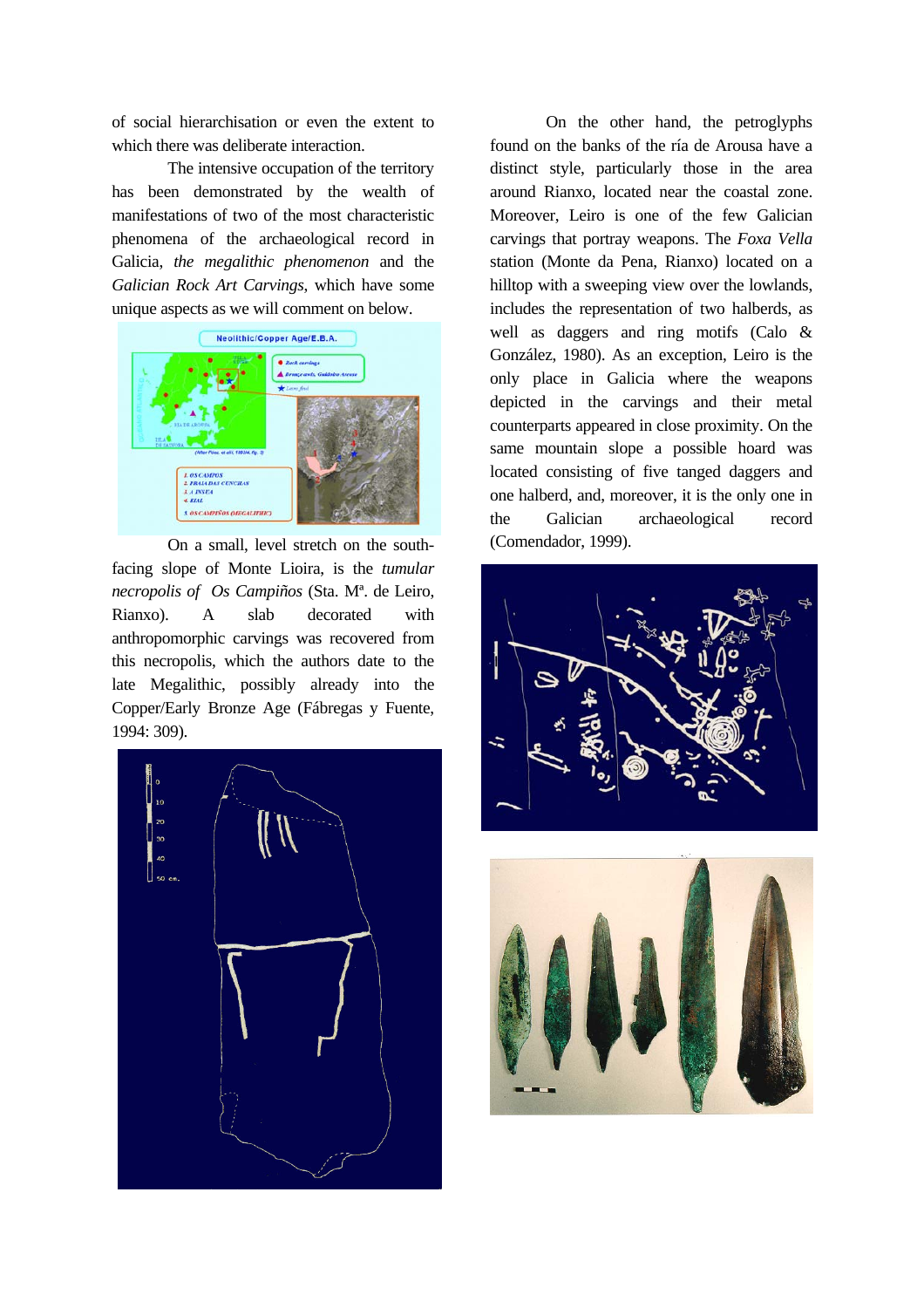of social hierarchisation or even the extent to which there was deliberate interaction.

The intensive occupation of the territory has been demonstrated by the wealth of manifestations of two of the most characteristic phenomena of the archaeological record in Galicia, *the megalithic phenomenon* and the *Galician Rock Art Carvings*, which have some unique aspects as we will comment on below.

On a small, level stretch on the south-facing slope of Monte Lioira, is the *tumular necropolis of Os Campiños* (Sta. Mª. de Leiro, Rianxo). A slab decorated with anthropomorphic carvings was recovered from this necropolis, which the authors date to the late Megalithic, possibly already into the Copper/Early Bronze Age (Fábregas y Fuente, 1994: 309).

On the other hand, the petroglyphs found on the banks of the ría de Arousa have a distinct style, particularly those in the area around Rianxo, located near the coastal zone. Moreover, Leiro is one of the few Galician carvings that portray weapons. The *Foxa Vella* station (Monte da Pena, Rianxo) located on a hilltop with a sweeping view over the lowlands, includes the representation of two halberds, as well as daggers and ring motifs (Calo & González, 1980). As an exception, Leiro is the only place in Galicia where the weapons depicted in the carvings and their metal counterparts appeared in close proximity. On the same mountain slope a possible hoard was located consisting of five tanged daggers and one halberd, and, moreover, it is the only one in the Galician archaeological record (Comendador, 1999).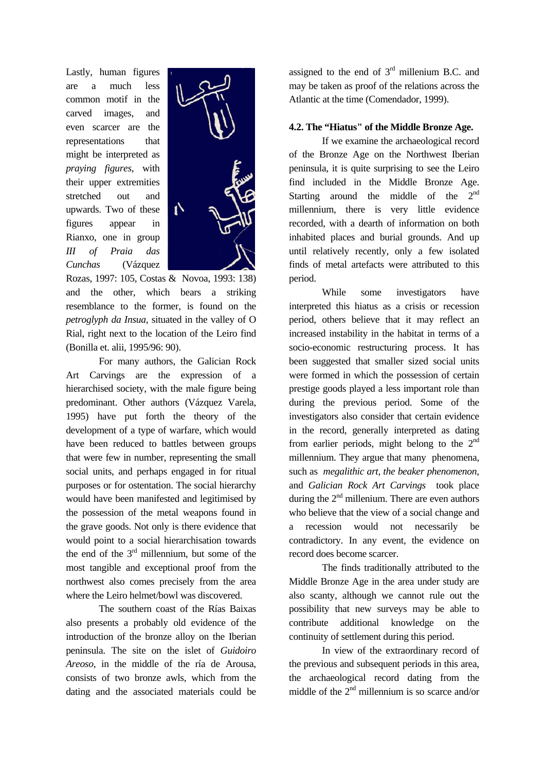Lastly, human figures are a much less common motif in the carved images, and even scarcer are the representations that might be interpreted as *praying figures*, with their upper extremities stretched out and upwards. Two of these figures appear in Rianxo, one in group *III of Praia das Cunchas* (Vázquez Rozas, 1997: 105, Costas & Novoa, 1993: 138) and the other, which bears a striking resemblance to the former, is found on the *petroglyph da Insua*, situated in the valley of O Rial, right next to the location of the Leiro find (Bonilla et. alii, 1995/96: 90).

For many authors, the Galician Rock Art Carvings are the expression of a hierarchised society, with the male figure being predominant. Other authors (Vázquez Varela, 1995) have put forth the theory of the development of a type of warfare, which would have been reduced to battles between groups that were few in number, representing the small social units, and perhaps engaged in for ritual purposes or for ostentation. The social hierarchy would have been manifested and legitimised by the possession of the metal weapons found in the grave goods. Not only is there evidence that would point to a social hierarchisation towards the end of the 3rd millennium, but some of the most tangible and exceptional proof from the northwest also comes precisely from the area where the Leiro helmet/bowl was discovered.

The southern coast of the Rías Baixas also presents a probably old evidence of the introduction of the bronze alloy on the Iberian peninsula. The site on the islet of *Guidoiro Areoso*, in the middle of the ría de Arousa, consists of two bronze awls, which from the dating and the associated materials could be assigned to the end of 3rd millenium B.C. and may be taken as proof of the relations across the Atlantic at the time (Comendador, 1999).

#### 4.2. The "Hiatus" of the Middle Bronze Age.

If we examine the archaeological record of the Bronze Age on the Northwest Iberian peninsula, it is quite surprising to see the Leiro find included in the Middle Bronze Age. Starting around the middle of the 2nd millennium, there is very little evidence recorded, with a dearth of information on both inhabited places and burial grounds. And up until relatively recently, only a few isolated finds of metal artefacts were attributed to this period.

While some investigators have interpreted this hiatus as a crisis or recession period, others believe that it may reflect an increased instability in the habitat in terms of a socio-economic restructuring process. It has been suggested that smaller sized social units were formed in which the possession of certain prestige goods played a less important role than during the previous period. Some of the investigators also consider that certain evidence in the record, generally interpreted as dating from earlier periods, might belong to the 2nd millennium. They argue that many phenomena, such as *megalithic art, the beaker phenomenon,* and *Galician Rock Art Carvings* took place during the 2nd millenium. There are even authors who believe that the view of a social change and a recession would not necessarily be contradictory. In any event, the evidence on record does become scarcer.

The finds traditionally attributed to the Middle Bronze Age in the area under study are also scanty, although we cannot rule out the possibility that new surveys may be able to contribute additional knowledge on the continuity of settlement during this period.

In view of the extraordinary record of the previous and subsequent periods in this area, the archaeological record dating from the middle of the 2nd millennium is so scarce and/or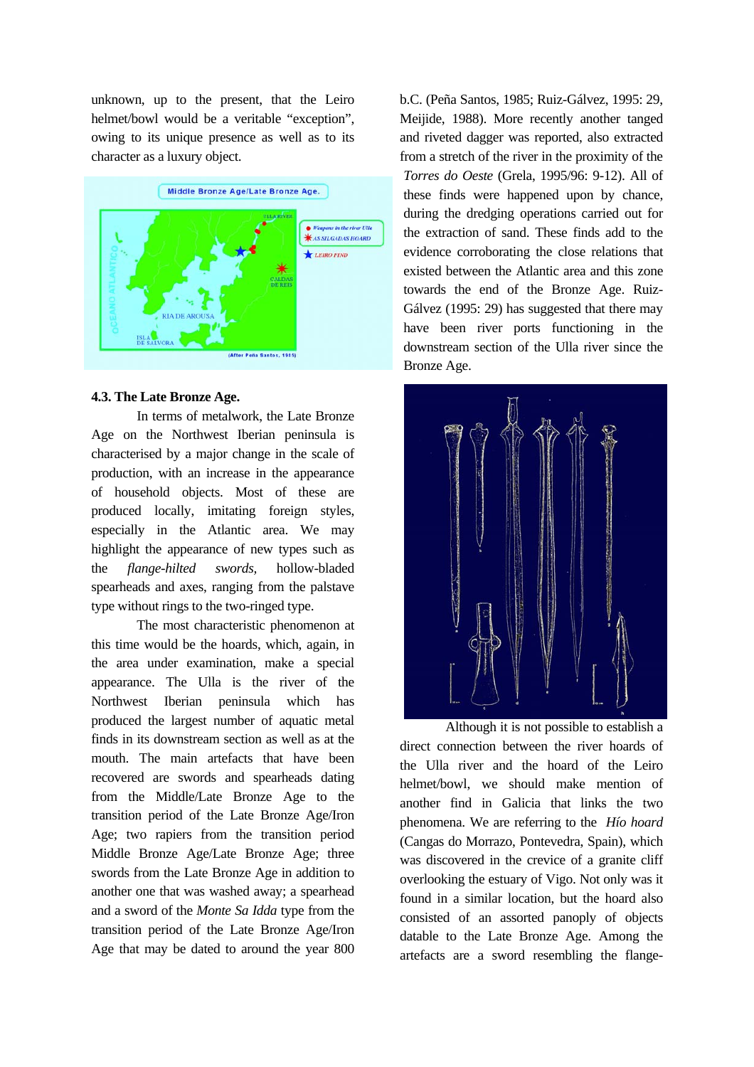unknown, up to the present, that the Leiro helmet/bowl would be a veritable "exception", owing to its unique presence as well as to its character as a luxury object.

### 4.3. The Late Bronze Age.

In terms of metalwork, the Late Bronze Age on the Northwest Iberian peninsula is characterised by a major change in the scale of production, with an increase in the appearance of household objects. Most of these are produced locally, imitating foreign styles, especially in the Atlantic area. We may highlight the appearance of new types such as the *flange-hilted swords,* hollow-bladed spearheads and axes, ranging from the palstave type without rings to the two-ringed type.

The most characteristic phenomenon at this time would be the hoards, which, again, in the area under examination, make a special appearance. The Ulla is the river of the Northwest Iberian peninsula which has produced the largest number of aquatic metal finds in its downstream section as well as at the mouth. The main artefacts that have been recovered are swords and spearheads dating from the Middle/Late Bronze Age to the transition period of the Late Bronze Age/Iron Age; two rapiers from the transition period Middle Bronze Age/Late Bronze Age; three swords from the Late Bronze Age in addition to another one that was washed away; a spearhead and a sword of the *Monte Sa Idda* type from the transition period of the Late Bronze Age/Iron Age that may be dated to around the year 800 b.C. (Peña Santos, 1985; Ruiz-Gálvez, 1995: 29, Meijide, 1988). More recently another tanged and riveted dagger was reported, also extracted from a stretch of the river in the proximity of the *Torres do Oeste* (Grela, 1995/96: 9-12). All of these finds were happened upon by chance, during the dredging operations carried out for the extraction of sand. These finds add to the evidence corroborating the close relations that existed between the Atlantic area and this zone towards the end of the Bronze Age. Ruiz-Gálvez (1995: 29) has suggested that there may have been river ports functioning in the downstream section of the Ulla river since the Bronze Age.

Although it is not possible to establish a direct connection between the river hoards of the Ulla river and the hoard of the Leiro helmet/bowl, we should make mention of another find in Galicia that links the two phenomena. We are referring to the *Hío hoard* (Cangas do Morrazo, Pontevedra, Spain), which was discovered in the crevice of a granite cliff overlooking the estuary of Vigo. Not only was it found in a similar location, but the hoard also consisted of an assorted panoply of objects datable to the Late Bronze Age. Among the artefacts are a sword resembling the flange-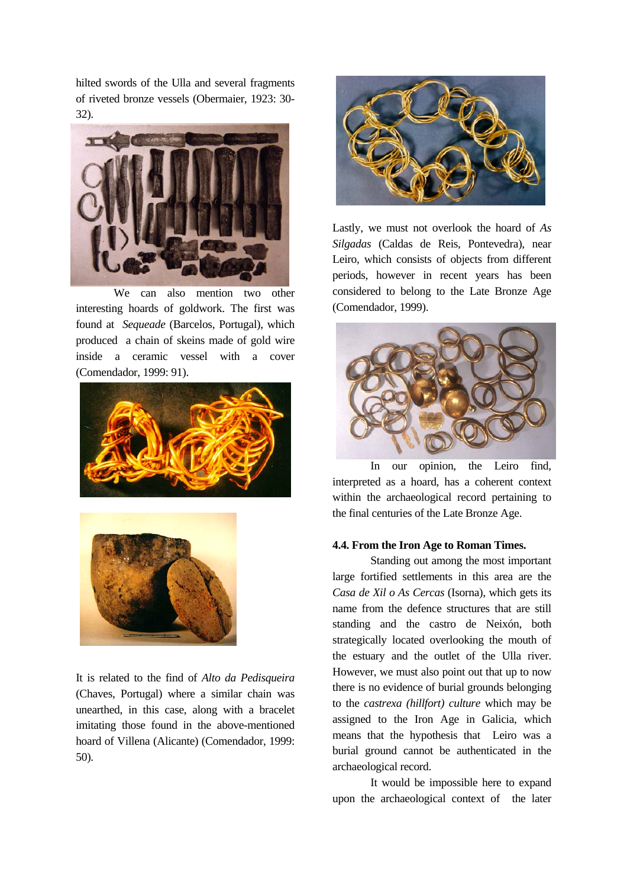hilted swords of the Ulla and several fragments of riveted bronze vessels (Obermaier, 1923: 30-32).

We can also mention two other interesting hoards of goldwork. The first was found at *Sequeade* (Barcelos, Portugal), which produced a chain of skeins made of gold wire inside a ceramic vessel with a cover (Comendador, 1999: 91).

It is related to the find of *Alto da Pedisqueira* (Chaves, Portugal) where a similar chain was unearthed, in this case, along with a bracelet imitating those found in the above-mentioned hoard of Villena (Alicante) (Comendador, 1999: 50).

Lastly, we must not overlook the hoard of *As Silgadas* (Caldas de Reis, Pontevedra), near Leiro, which consists of objects from different periods, however in recent years has been considered to belong to the Late Bronze Age (Comendador, 1999).

In our opinion, the Leiro find, interpreted as a hoard, has a coherent context within the archaeological record pertaining to the final centuries of the Late Bronze Age.

**4.4. From the Iron Age to Roman Times.**

Standing out among the most important large fortified settlements in this area are the *Casa de Xil o As Cercas* (Isorna), which gets its name from the defence structures that are still standing and the castro de Neixón, both strategically located overlooking the mouth of the estuary and the outlet of the Ulla river. However, we must also point out that up to now there is no evidence of burial grounds belonging to the *castrexa (hillfort) culture* which may be assigned to the Iron Age in Galicia, which means that the hypothesis that Leiro was a burial ground cannot be authenticated in the archaeological record.

It would be impossible here to expand upon the archaeological context of the later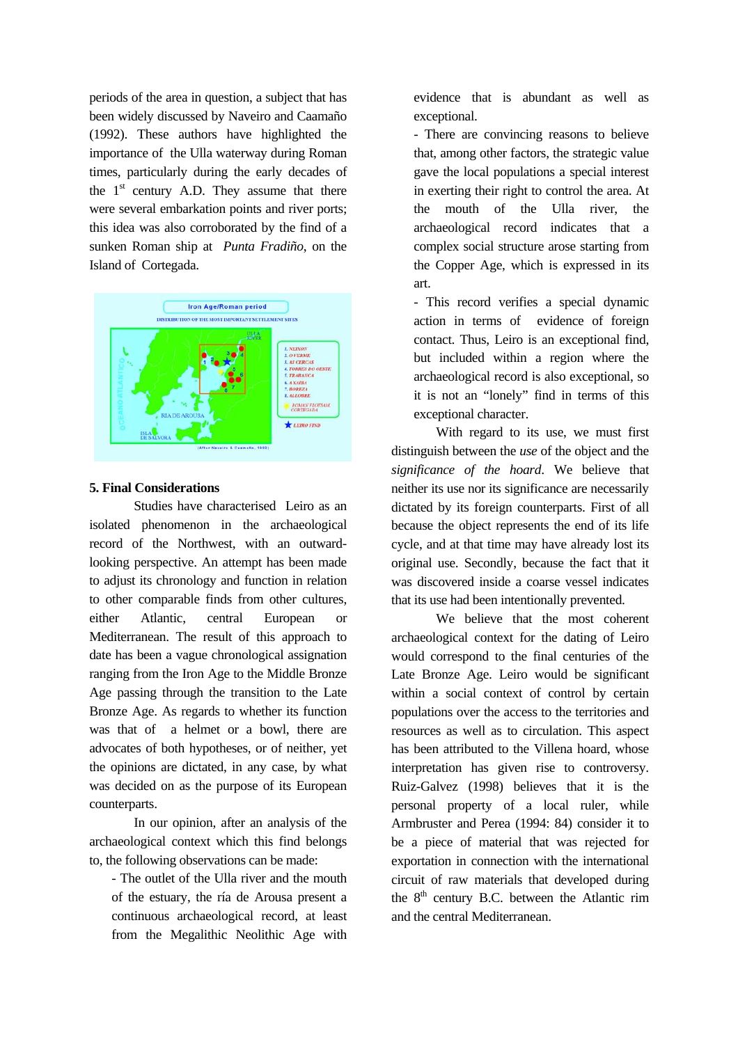periods of the area in question, a subject that has been widely discussed by Naveiro and Caamaño (1992). These authors have highlighted the importance of the Ulla waterway during Roman times, particularly during the early decades of the 1st century A.D. They assume that there were several embarkation points and river ports; this idea was also corroborated by the find of a sunken Roman ship at *Punta Fradiño*, on the Island of Cortegada.

## 5. Final Considerations

Studies have characterised Leiro as an isolated phenomenon in the archaeological record of the Northwest, with an outward-looking perspective. An attempt has been made to adjust its chronology and function in relation to other comparable finds from other cultures, either Atlantic, central European or Mediterranean. The result of this approach to date has been a vague chronological assignation ranging from the Iron Age to the Middle Bronze Age passing through the transition to the Late Bronze Age. As regards to whether its function was that of a helmet or a bowl, there are advocates of both hypotheses, or of neither, yet the opinions are dictated, in any case, by what was decided on as the purpose of its European counterparts.

In our opinion, after an analysis of the archaeological context which this find belongs to, the following observations can be made:

- The outlet of the Ulla river and the mouth of the estuary, the ría de Arousa present a continuous archaeological record, at least from the Megalithic Neolithic Age with evidence that is abundant as well as exceptional.
- There are convincing reasons to believe that, among other factors, the strategic value gave the local populations a special interest in exerting their right to control the area. At the mouth of the Ulla river, the archaeological record indicates that a complex social structure arose starting from the Copper Age, which is expressed in its art.
- This record verifies a special dynamic action in terms of evidence of foreign contact. Thus, Leiro is an exceptional find, but included within a region where the archaeological record is also exceptional, so it is not an "lonely" find in terms of this exceptional character.

With regard to its use, we must first distinguish between the *use* of the object and the *significance of the hoard*. We believe that neither its use nor its significance are necessarily dictated by its foreign counterparts. First of all because the object represents the end of its life cycle, and at that time may have already lost its original use. Secondly, because the fact that it was discovered inside a coarse vessel indicates that its use had been intentionally prevented.

We believe that the most coherent archaeological context for the dating of Leiro would correspond to the final centuries of the Late Bronze Age. Leiro would be significant within a social context of control by certain populations over the access to the territories and resources as well as to circulation. This aspect has been attributed to the Villena hoard, whose interpretation has given rise to controversy. Ruiz-Galvez (1998) believes that it is the personal property of a local ruler, while Armbruster and Perea (1994: 84) consider it to be a piece of material that was rejected for exportation in connection with the international circuit of raw materials that developed during the 8th century B.C. between the Atlantic rim and the central Mediterranean.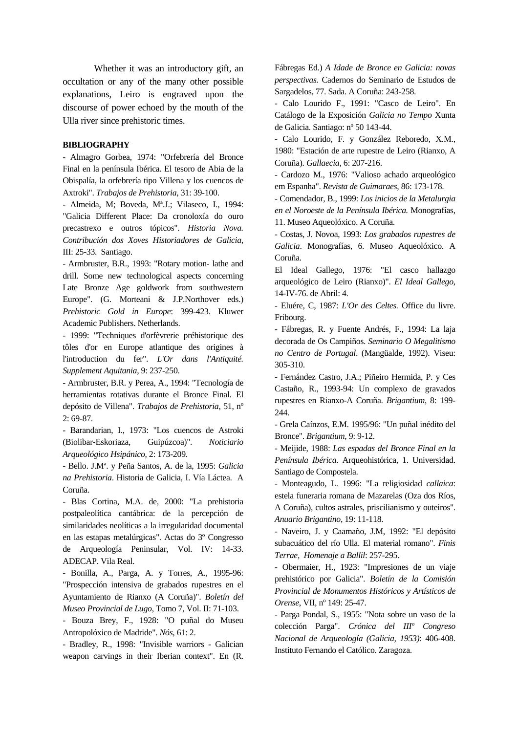Whether it was an introductory gift, an occultation or any of the many other possible explanations, Leiro is engraved upon the discourse of power echoed by the mouth of the Ulla river since prehistoric times.

**BIBLIOGRAPHY**

- Almagro Gorbea, 1974: "Orfebrería del Bronce Final en la península Ibérica. El tesoro de Abia de la Obispalía, la orfebrería tipo Villena y los cuencos de Axtroki". *Trabajos de Prehistoria*, 31: 39-100.
- Almeida, M; Boveda, Mª.J.; Vilaseco, I., 1994: "Galicia Different Place: Da cronoloxía do ouro precastrexo e outros tópicos". *Historia Nova. Contribución dos Xoves Historiadores de Galicia*, III: 25-33. Santiago.
- Armbruster, B.R., 1993: "Rotary motion- lathe and drill. Some new technological aspects concerning Late Bronze Age goldwork from southwestern Europe". (G. Morteani & J.P.Northover eds.) *Prehistoric Gold in Europe*: 399-423. Kluwer Academic Publishers. Netherlands.
- 1999: "Techniques d'orfèvrerie préhistorique des tôles d'or en Europe atlantique des origines à l'introduction du fer". *L'Or dans l'Antiquité. Supplement Aquitania*, 9: 237-250.
- Armbruster, B.R. y Perea, A., 1994: "Tecnología de herramientas rotativas durante el Bronce Final. El depósito de Villena". *Trabajos de Prehistoria*, 51, nº 2: 69-87.
- Barandarian, I., 1973: "Los cuencos de Astroki (Biolibar-Eskoriaza, Guipúzcoa)". *Noticiario Arqueológico Hsipánico*, 2: 173-209.
- Bello. J.Mª. y Peña Santos, A. de la, 1995: *Galicia na Prehistoria*. Historia de Galicia, I. Vía Láctea. A Coruña.
- Blas Cortina, M.A. de, 2000: "La prehistoria postpaleolítica cantábrica: de la percepción de similaridades neolíticas a la irregularidad documental en las estapas metalúrgicas". Actas do 3º Congresso de Arqueología Peninsular, Vol. IV: 14-33. ADECAP. Vila Real.
- Bonilla, A., Parga, A. y Torres, A., 1995-96: "Prospección intensiva de grabados rupestres en el Ayuntamiento de Rianxo (A Coruña)". *Boletín del Museo Provincial de Lugo*, Tomo 7, Vol. II: 71-103.
- Bouza Brey, F., 1928: "O puñal do Museu Antropolóxico de Madride". *Nós*, 61: 2.
- Bradley, R., 1998: "Invisible warriors - Galician weapon carvings in their Iberian context". En (R. Fábregas Ed.) *A Idade de Bronce en Galicia: novas perspectivas.* Cadernos do Seminario de Estudos de Sargadelos, 77. Sada. A Coruña: 243-258.
- Calo Lourido F., 1991: "Casco de Leiro". En Catálogo de la Exposición *Galicia no Tempo* Xunta de Galicia. Santiago: nº 50 143-44.
- Calo Lourido, F. y González Reboredo, X.M., 1980: "Estación de arte rupestre de Leiro (Rianxo, A Coruña). *Gallaecia*, 6: 207-216.
- Cardozo M., 1976: "Valioso achado arqueológico em Espanha". *Revista de Guimaraes*, 86: 173-178.
- Comendador, B., 1999: *Los inicios de la Metalurgia en el Noroeste de la Península Ibérica.* Monografías, 11. Museo Aqueolóxico. A Coruña.
- Costas, J. Novoa, 1993: *Los grabados rupestres de Galicia*. Monografías, 6. Museo Aqueolóxico. A Coruña.

El Ideal Gallego, 1976: "El casco hallazgo arqueológico de Leiro (Rianxo)". *El Ideal Gallego*, 14-IV-76. de Abril: 4.

- Eluére, C, 1987: *L'Or des Celtes.* Office du livre. Fribourg.
- Fábregas, R. y Fuente Andrés, F., 1994: La laja decorada de Os Campiños. *Seminario O Megalitismo no Centro de Portugal*. (Mangüalde, 1992). Viseu: 305-310.
- Fernández Castro, J.A.; Piñeiro Hermida, P. y Ces Castaño, R., 1993-94: Un complexo de gravados rupestres en Rianxo-A Coruña. *Brigantium*, 8: 199-244.
- Grela Caínzos, E.M. 1995/96: "Un puñal inédito del Bronce". *Brigantium*, 9: 9-12.
- Meijide, 1988: *Las espadas del Bronce Final en la Península Ibérica.* Arqueohistórica, 1. Universidad. Santiago de Compostela.
- Monteagudo, L. 1996: "La religiosidad *callaica*: estela funeraria romana de Mazarelas (Oza dos Ríos, A Coruña), cultos astrales, priscilianismo y outeiros". *Anuario Brigantino*, 19: 11-118.
- Naveiro, J. y Caamaño, J.M, 1992: "El depósito subacuático del río Ulla. El material romano". *Finis Terrae, Homenaje a Ballil*: 257-295.
- Obermaier, H., 1923: "Impresiones de un viaje prehistórico por Galicia". *Boletín de la Comisión Provincial de Monumentos Históricos y Artísticos de Orense*, VII, nº 149: 25-47.
- Parga Pondal, S., 1955: "Nota sobre un vaso de la colección Parga". *Crónica del IIIº Congreso Nacional de Arqueología (Galicia, 1953)*: 406-408. Instituto Fernando el Católico. Zaragoza.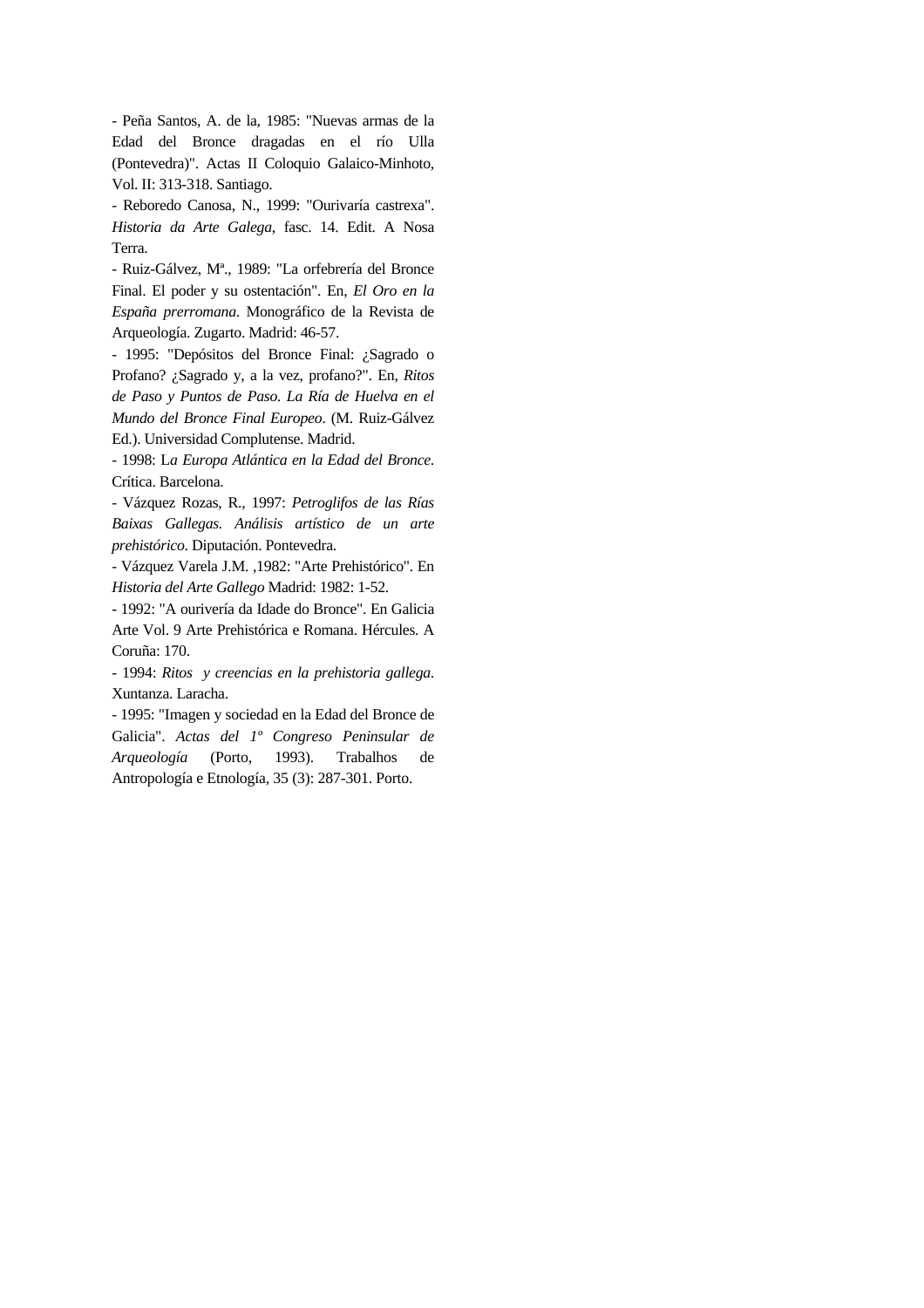- Peña Santos, A. de la, 1985: "Nuevas armas de la Edad del Bronce dragadas en el río Ulla (Pontevedra)". Actas II Coloquio Galaico-Minhoto, Vol. II: 313-318. Santiago.

- Reboredo Canosa, N., 1999: "Ourivaría castrexa". *Historia da Arte Galega*, fasc. 14. Edit. A Nosa Terra.

- Ruiz-Gálvez, Mª., 1989: "La orfebrería del Bronce Final. El poder y su ostentación". En, *El Oro en la España prerromana*. Monográfico de la Revista de Arqueología. Zugarto. Madrid: 46-57.

- 1995: "Depósitos del Bronce Final: ¿Sagrado o Profano? ¿Sagrado y, a la vez, profano?". En, *Ritos de Paso y Puntos de Paso. La Ría de Huelva en el Mundo del Bronce Final Europeo*. (M. Ruiz-Gálvez Ed.). Universidad Complutense. Madrid.

- 1998: L*a Europa Atlántica en la Edad del Bronce*. Crítica. Barcelona.

- Vázquez Rozas, R., 1997: *Petroglifos de las Rías Baixas Gallegas. Análisis artístico de un arte prehistórico*. Diputación. Pontevedra.

- Vázquez Varela J.M. ,1982: "Arte Prehistórico". En *Historia del Arte Gallego* Madrid: 1982: 1-52.

- 1992: "A ourivería da Idade do Bronce". En Galicia Arte Vol. 9 Arte Prehistórica e Romana. Hércules. A Coruña: 170.

- 1994: *Ritos y creencias en la prehistoria gallega*. Xuntanza. Laracha.

- 1995: "Imagen y sociedad en la Edad del Bronce de Galicia". *Actas del 1º Congreso Peninsular de Arqueología* (Porto, 1993). Trabalhos de Antropología e Etnología, 35 (3): 287-301. Porto.